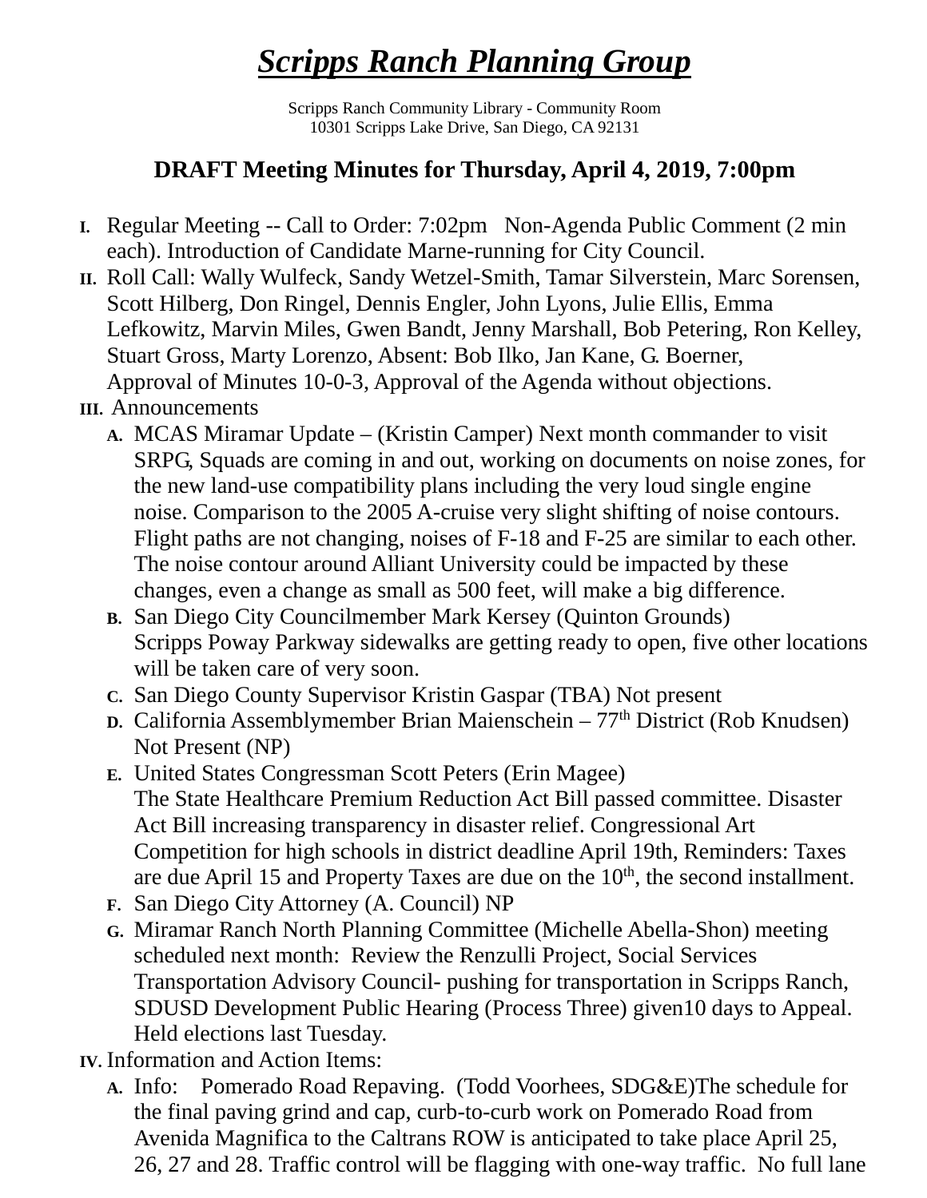# *Scripps Ranch Planning Group*

Scripps Ranch Community Library - Community Room
10301 Scripps Lake Drive, San Diego, CA 92131

## DRAFT Meeting Minutes for Thursday, April 4, 2019, 7:00pm

I. Regular Meeting -- Call to Order: 7:02pm Non-Agenda Public Comment (2 min each). Introduction of Candidate Marne-running for City Council.

II. Roll Call: Wally Wulfeck, Sandy Wetzel-Smith, Tamar Silverstein, Marc Sorensen, Scott Hilberg, Don Ringel, Dennis Engler, John Lyons, Julie Ellis, Emma Lefkowitz, Marvin Miles, Gwen Bandt, Jenny Marshall, Bob Petering, Ron Kelley, Stuart Gross, Marty Lorenzo, Absent: Bob Ilko, Jan Kane, G. Boerner, Approval of Minutes 10-0-3, Approval of the Agenda without objections.

III. Announcements

A. MCAS Miramar Update – (Kristin Camper) Next month commander to visit SRPG, Squads are coming in and out, working on documents on noise zones, for the new land-use compatibility plans including the very loud single engine noise. Comparison to the 2005 A-cruise very slight shifting of noise contours. Flight paths are not changing, noises of F-18 and F-25 are similar to each other. The noise contour around Alliant University could be impacted by these changes, even a change as small as 500 feet, will make a big difference.

B. San Diego City Councilmember Mark Kersey (Quinton Grounds) Scripps Poway Parkway sidewalks are getting ready to open, five other locations will be taken care of very soon.

C. San Diego County Supervisor Kristin Gaspar (TBA) Not present

D. California Assemblymember Brian Maienschein – 77th District (Rob Knudsen) Not Present (NP)

E. United States Congressman Scott Peters (Erin Magee) The State Healthcare Premium Reduction Act Bill passed committee. Disaster Act Bill increasing transparency in disaster relief. Congressional Art Competition for high schools in district deadline April 19th, Reminders: Taxes are due April 15 and Property Taxes are due on the 10th, the second installment.

F. San Diego City Attorney (A. Council) NP

G. Miramar Ranch North Planning Committee (Michelle Abella-Shon) meeting scheduled next month: Review the Renzulli Project, Social Services Transportation Advisory Council- pushing for transportation in Scripps Ranch, SDUSD Development Public Hearing (Process Three) given10 days to Appeal. Held elections last Tuesday.

IV. Information and Action Items:

A. Info: Pomerado Road Repaving. (Todd Voorhees, SDG&E)The schedule for the final paving grind and cap, curb-to-curb work on Pomerado Road from Avenida Magnifica to the Caltrans ROW is anticipated to take place April 25, 26, 27 and 28. Traffic control will be flagging with one-way traffic. No full lane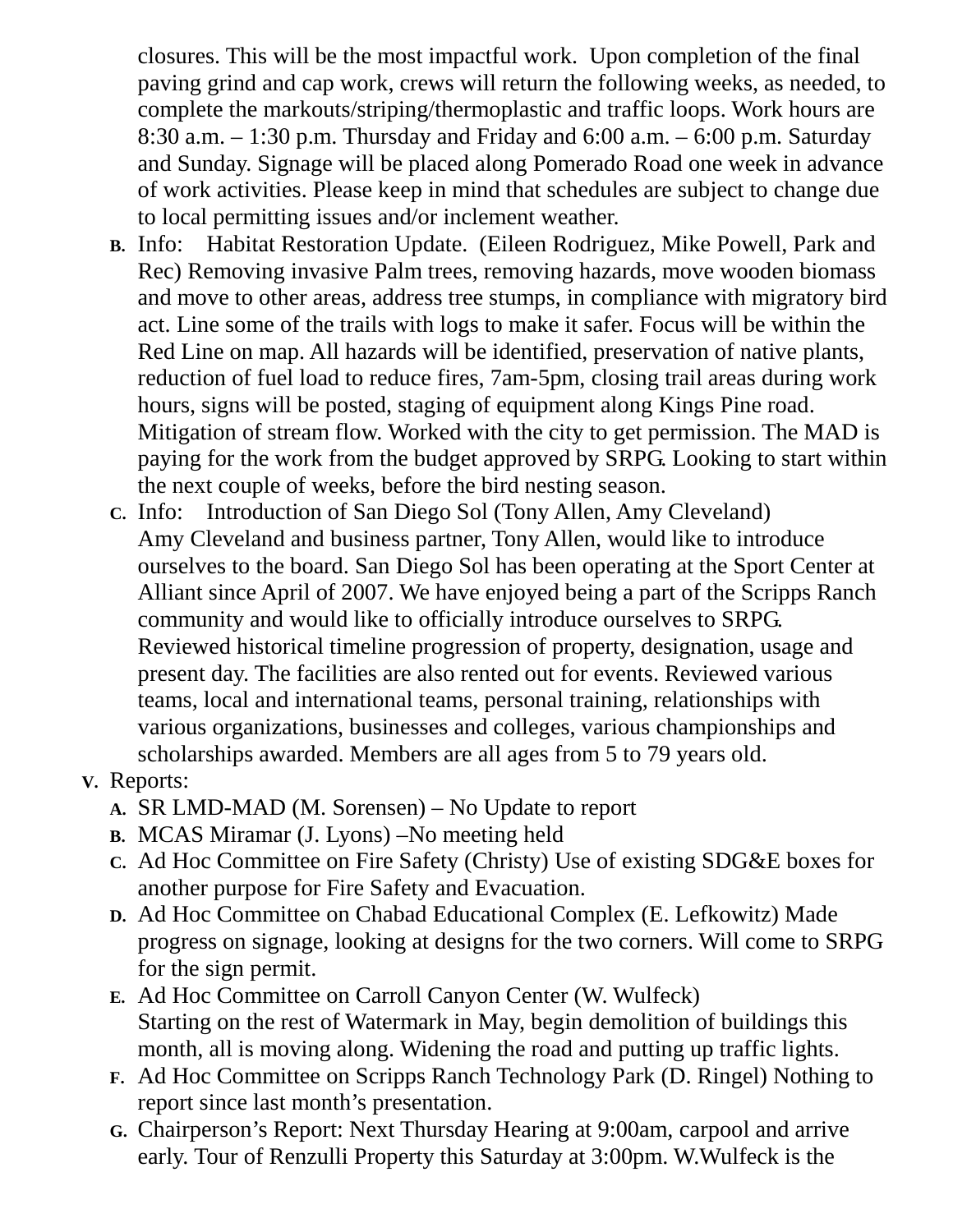closures. This will be the most impactful work. Upon completion of the final paving grind and cap work, crews will return the following weeks, as needed, to complete the markouts/striping/thermoplastic and traffic loops. Work hours are 8:30 a.m. – 1:30 p.m. Thursday and Friday and 6:00 a.m. – 6:00 p.m. Saturday and Sunday. Signage will be placed along Pomerado Road one week in advance of work activities. Please keep in mind that schedules are subject to change due to local permitting issues and/or inclement weather.

B. Info: Habitat Restoration Update. (Eileen Rodriguez, Mike Powell, Park and Rec) Removing invasive Palm trees, removing hazards, move wooden biomass and move to other areas, address tree stumps, in compliance with migratory bird act. Line some of the trails with logs to make it safer. Focus will be within the Red Line on map. All hazards will be identified, preservation of native plants, reduction of fuel load to reduce fires, 7am-5pm, closing trail areas during work hours, signs will be posted, staging of equipment along Kings Pine road. Mitigation of stream flow. Worked with the city to get permission. The MAD is paying for the work from the budget approved by SRPG. Looking to start within the next couple of weeks, before the bird nesting season.

C. Info: Introduction of San Diego Sol (Tony Allen, Amy Cleveland)
Amy Cleveland and business partner, Tony Allen, would like to introduce ourselves to the board. San Diego Sol has been operating at the Sport Center at Alliant since April of 2007. We have enjoyed being a part of the Scripps Ranch community and would like to officially introduce ourselves to SRPG. Reviewed historical timeline progression of property, designation, usage and present day. The facilities are also rented out for events. Reviewed various teams, local and international teams, personal training, relationships with various organizations, businesses and colleges, various championships and scholarships awarded. Members are all ages from 5 to 79 years old.

V. Reports:

A. SR LMD-MAD (M. Sorensen) – No Update to report

B. MCAS Miramar (J. Lyons) –No meeting held

C. Ad Hoc Committee on Fire Safety (Christy) Use of existing SDG&E boxes for another purpose for Fire Safety and Evacuation.

D. Ad Hoc Committee on Chabad Educational Complex (E. Lefkowitz) Made progress on signage, looking at designs for the two corners. Will come to SRPG for the sign permit.

E. Ad Hoc Committee on Carroll Canyon Center (W. Wulfeck)
Starting on the rest of Watermark in May, begin demolition of buildings this month, all is moving along. Widening the road and putting up traffic lights.

F. Ad Hoc Committee on Scripps Ranch Technology Park (D. Ringel) Nothing to report since last month's presentation.

G. Chairperson's Report: Next Thursday Hearing at 9:00am, carpool and arrive early. Tour of Renzulli Property this Saturday at 3:00pm. W.Wulfeck is the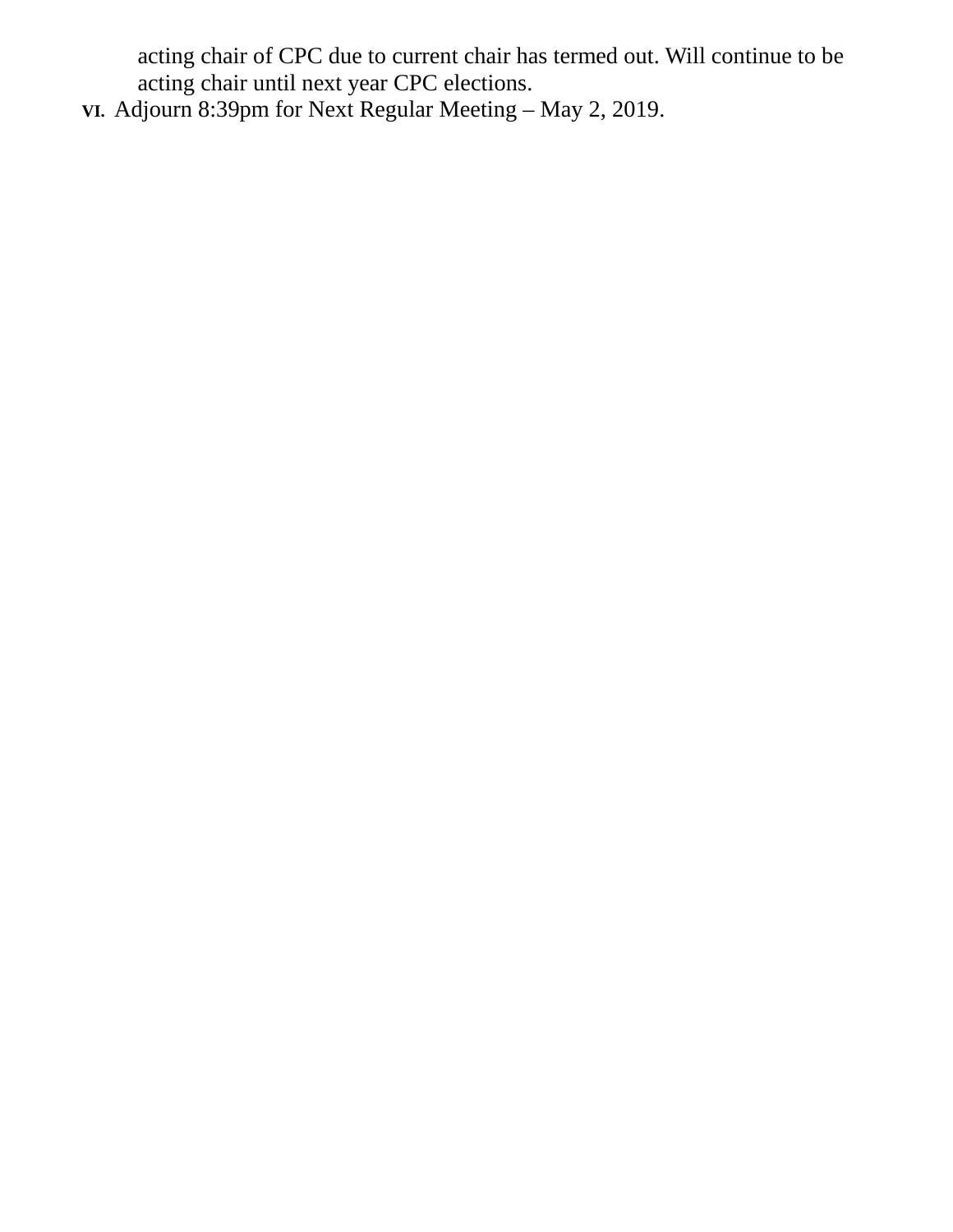acting chair of CPC due to current chair has termed out. Will continue to be acting chair until next year CPC elections.

**VI.** Adjourn 8:39pm for Next Regular Meeting – May 2, 2019.